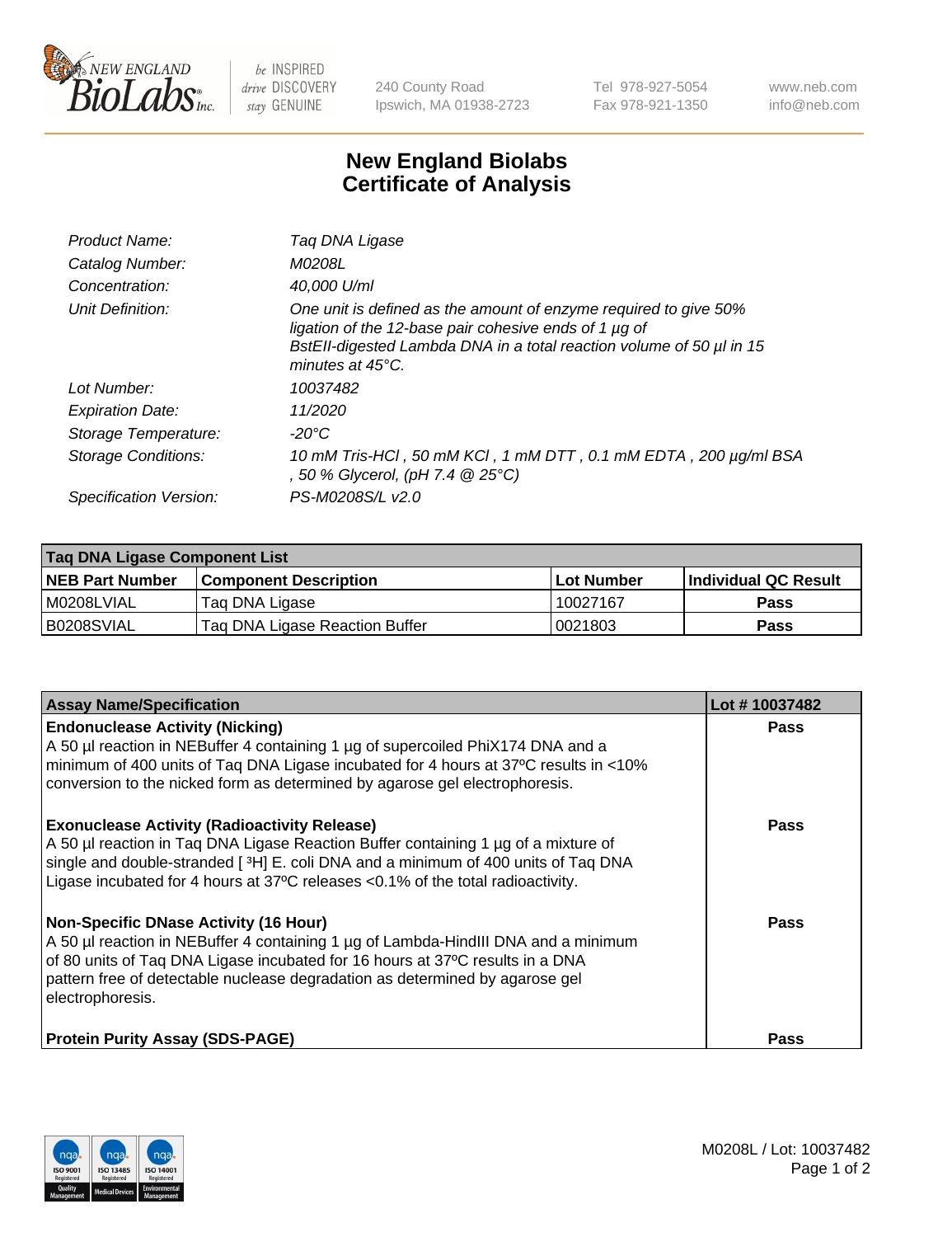# New England Biolabs
## Certificate of Analysis

| | |
|---|---|
| Product Name: | Taq DNA Ligase |
| Catalog Number: | M0208L |
| Concentration: | 40,000 U/ml |
| Unit Definition: | One unit is defined as the amount of enzyme required to give 50% ligation of the 12-base pair cohesive ends of 1 µg of BstEII-digested Lambda DNA in a total reaction volume of 50 µl in 15 minutes at 45°C. |
| Lot Number: | 10037482 |
| Expiration Date: | 11/2020 |
| Storage Temperature: | -20°C |
| Storage Conditions: | 10 mM Tris-HCl , 50 mM KCl , 1 mM DTT , 0.1 mM EDTA , 200 µg/ml BSA , 50 % Glycerol, (pH 7.4 @ 25°C) |
| Specification Version: | PS-M0208S/L v2.0 |

| Taq DNA Ligase Component List | | | |
|---|---|---|---|
| **NEB Part Number** | **Component Description** | **Lot Number** | **Individual QC Result** |
| M0208LVIAL | Taq DNA Ligase | 10027167 | Pass |
| B0208SVIAL | Taq DNA Ligase Reaction Buffer | 0021803 | Pass |

| Assay Name/Specification | Lot # 10037482 |
|---|---|
| **Endonuclease Activity (Nicking)**<br>A 50 µl reaction in NEBuffer 4 containing 1 µg of supercoiled PhiX174 DNA and a minimum of 400 units of Taq DNA Ligase incubated for 4 hours at 37ºC results in <10% conversion to the nicked form as determined by agarose gel electrophoresis. | Pass |
| **Exonuclease Activity (Radioactivity Release)**<br>A 50 µl reaction in Taq DNA Ligase Reaction Buffer containing 1 µg of a mixture of single and double-stranded [ $^{3}$H] E. coli DNA and a minimum of 400 units of Taq DNA Ligase incubated for 4 hours at 37ºC releases <0.1% of the total radioactivity. | Pass |
| **Non-Specific DNase Activity (16 Hour)**<br>A 50 µl reaction in NEBuffer 4 containing 1 µg of Lambda-HindIII DNA and a minimum of 80 units of Taq DNA Ligase incubated for 16 hours at 37ºC results in a DNA pattern free of detectable nuclease degradation as determined by agarose gel electrophoresis. | Pass |
| **Protein Purity Assay (SDS-PAGE)** | Pass |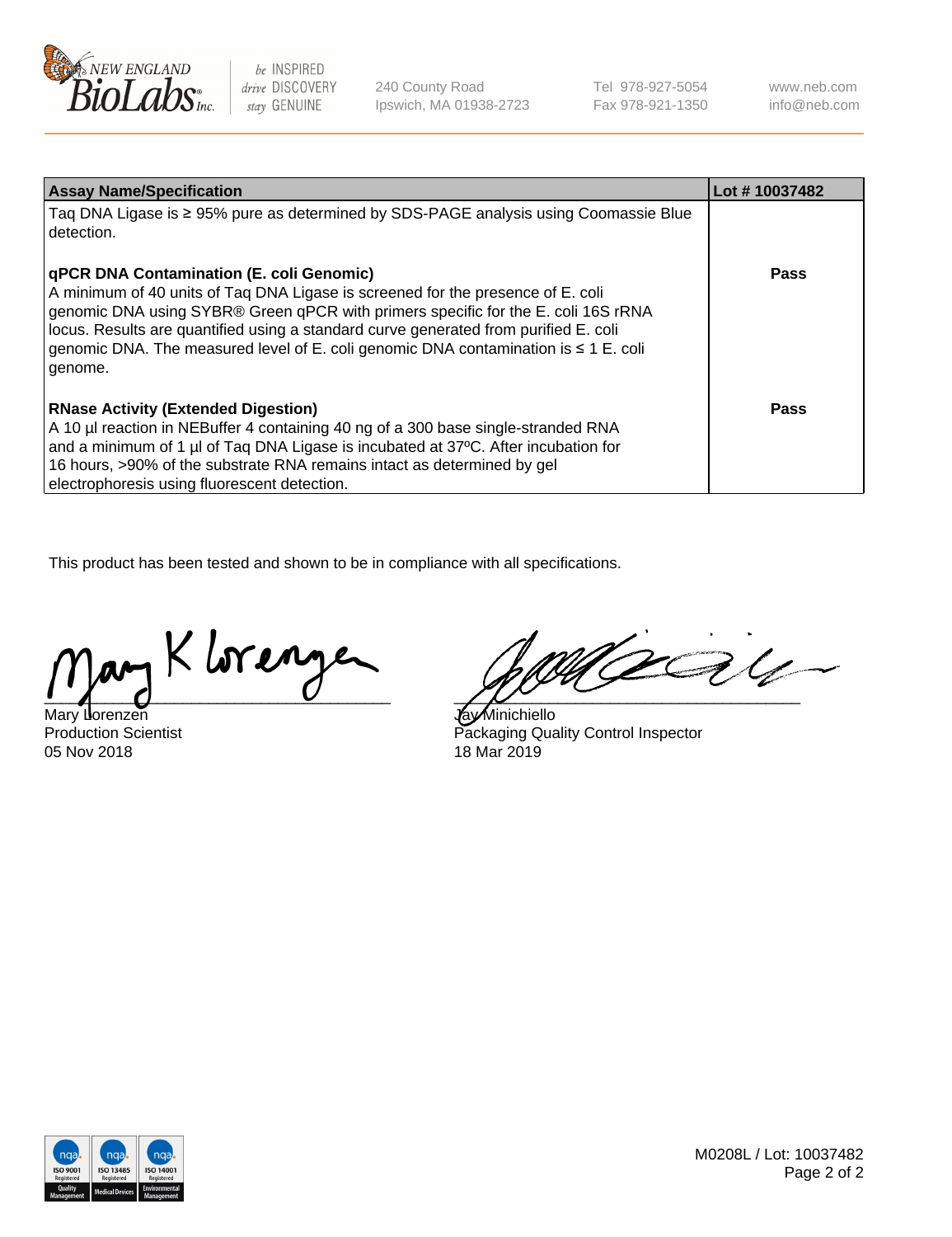NEW ENGLAND BioLabs Inc. | be INSPIRED drive DISCOVERY stay GENUINE | 240 County Road Ipswich, MA 01938-2723 | Tel 978-927-5054 Fax 978-921-1350 | www.neb.com info@neb.com

| Assay Name/Specification | Lot # 10037482 |
|---|---|
| Taq DNA Ligase is ≥ 95% pure as determined by SDS-PAGE analysis using Coomassie Blue detection. | |
| **qPCR DNA Contamination (E. coli Genomic)** A minimum of 40 units of Taq DNA Ligase is screened for the presence of E. coli genomic DNA using SYBR® Green qPCR with primers specific for the E. coli 16S rRNA locus. Results are quantified using a standard curve generated from purified E. coli genomic DNA. The measured level of E. coli genomic DNA contamination is ≤ 1 E. coli genome. | **Pass** |
| **RNase Activity (Extended Digestion)** A 10 µl reaction in NEBuffer 4 containing 40 ng of a 300 base single-stranded RNA and a minimum of 1 µl of Taq DNA Ligase is incubated at 37ºC. After incubation for 16 hours, >90% of the substrate RNA remains intact as determined by gel electrophoresis using fluorescent detection. | **Pass** |

This product has been tested and shown to be in compliance with all specifications.

Mary Lorenzen
Production Scientist
05 Nov 2018

Jay Minichiello
Packaging Quality Control Inspector
18 Mar 2019

M0208L / Lot: 10037482